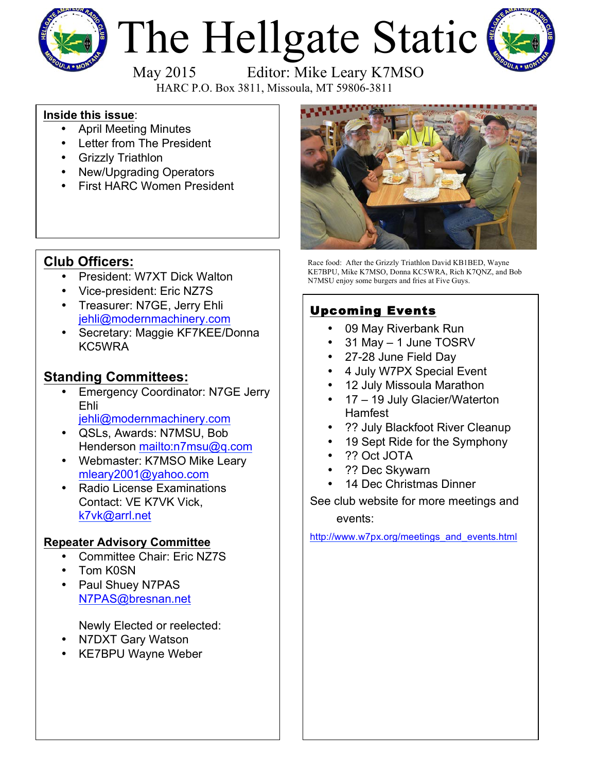# The Hellgate Static

May 2015 Editor: Mike Leary K7MSO

HARC P.O. Box 3811, Missoula, MT 59806-3811

**Inside this issue**:

- April Meeting Minutes
- Letter from The President
- Grizzly Triathlon
- New/Upgrading Operators
- First HARC Women President

## Club Officers:

- President: W7XT Dick Walton
- Vice-president: Eric NZ7S
- Treasurer: N7GE, Jerry Ehli jehli@modernmachinery.com
- Secretary: Maggie KF7KEE/Donna KC5WRA

## Standing Committees:

- Emergency Coordinator: N7GE Jerry Ehli jehli@modernmachinery.com
- QSLs, Awards: N7MSU, Bob Henderson mailto:n7msu@q.com
- Webmaster: K7MSO Mike Leary mleary2001@yahoo.com
- Radio License Examinations Contact: VE K7VK Vick, k7vk@arrl.net

### Repeater Advisory Committee

- Committee Chair: Eric NZ7S
- Tom K0SN
- Paul Shuey N7PAS N7PAS@bresnan.net

Newly Elected or reelected:

- N7DXT Gary Watson
- KE7BPU Wayne Weber

Race food: After the Grizzly Triathlon David KB1BED, Wayne KE7BPU, Mike K7MSO, Donna KC5WRA, Rich K7QNZ, and Bob N7MSU enjoy some burgers and fries at Five Guys.

## Upcoming Events

- 09 May Riverbank Run
- 31 May – 1 June TOSRV
- 27-28 June Field Day
- 4 July W7PX Special Event
- 12 July Missoula Marathon
- 17 – 19 July Glacier/Waterton Hamfest
- ?? July Blackfoot River Cleanup
- 19 Sept Ride for the Symphony
- ?? Oct JOTA
- ?? Dec Skywarn
- 14 Dec Christmas Dinner

See club website for more meetings and events:

http://www.w7px.org/meetings_and_events.html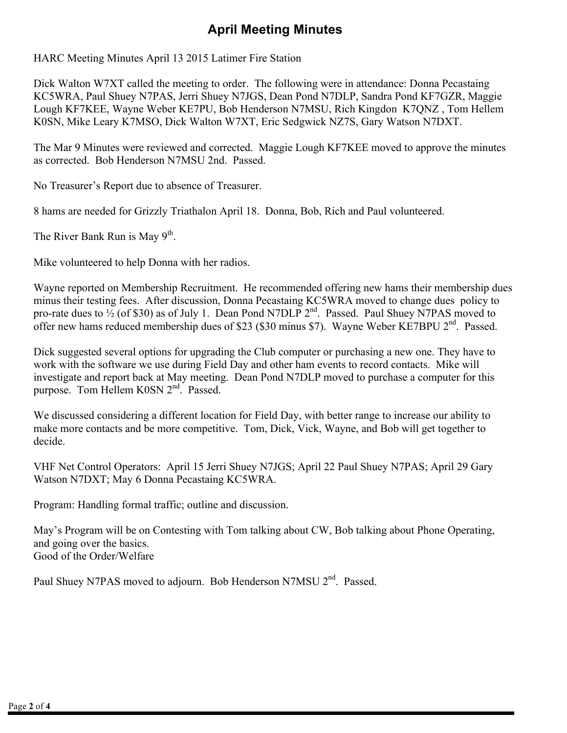# April Meeting Minutes

HARC Meeting Minutes April 13 2015 Latimer Fire Station

Dick Walton W7XT called the meeting to order. The following were in attendance: Donna Pecastaing KC5WRA, Paul Shuey N7PAS, Jerri Shuey N7JGS, Dean Pond N7DLP, Sandra Pond KF7GZR, Maggie Lough KF7KEE, Wayne Weber KE7PU, Bob Henderson N7MSU, Rich Kingdon K7QNZ , Tom Hellem K0SN, Mike Leary K7MSO, Dick Walton W7XT, Eric Sedgwick NZ7S, Gary Watson N7DXT.

The Mar 9 Minutes were reviewed and corrected. Maggie Lough KF7KEE moved to approve the minutes as corrected. Bob Henderson N7MSU 2nd. Passed.

No Treasurer's Report due to absence of Treasurer.

8 hams are needed for Grizzly Triathalon April 18. Donna, Bob, Rich and Paul volunteered.

The River Bank Run is May 9th.

Mike volunteered to help Donna with her radios.

Wayne reported on Membership Recruitment. He recommended offering new hams their membership dues minus their testing fees. After discussion, Donna Pecastaing KC5WRA moved to change dues policy to pro-rate dues to ½ (of $30) as of July 1. Dean Pond N7DLP 2nd. Passed. Paul Shuey N7PAS moved to offer new hams reduced membership dues of $23 ($30 minus $7). Wayne Weber KE7BPU 2nd. Passed.

Dick suggested several options for upgrading the Club computer or purchasing a new one. They have to work with the software we use during Field Day and other ham events to record contacts. Mike will investigate and report back at May meeting. Dean Pond N7DLP moved to purchase a computer for this purpose. Tom Hellem K0SN 2nd. Passed.

We discussed considering a different location for Field Day, with better range to increase our ability to make more contacts and be more competitive. Tom, Dick, Vick, Wayne, and Bob will get together to decide.

VHF Net Control Operators: April 15 Jerri Shuey N7JGS; April 22 Paul Shuey N7PAS; April 29 Gary Watson N7DXT; May 6 Donna Pecastaing KC5WRA.

Program: Handling formal traffic; outline and discussion.

May's Program will be on Contesting with Tom talking about CW, Bob talking about Phone Operating, and going over the basics.
Good of the Order/Welfare

Paul Shuey N7PAS moved to adjourn. Bob Henderson N7MSU 2nd. Passed.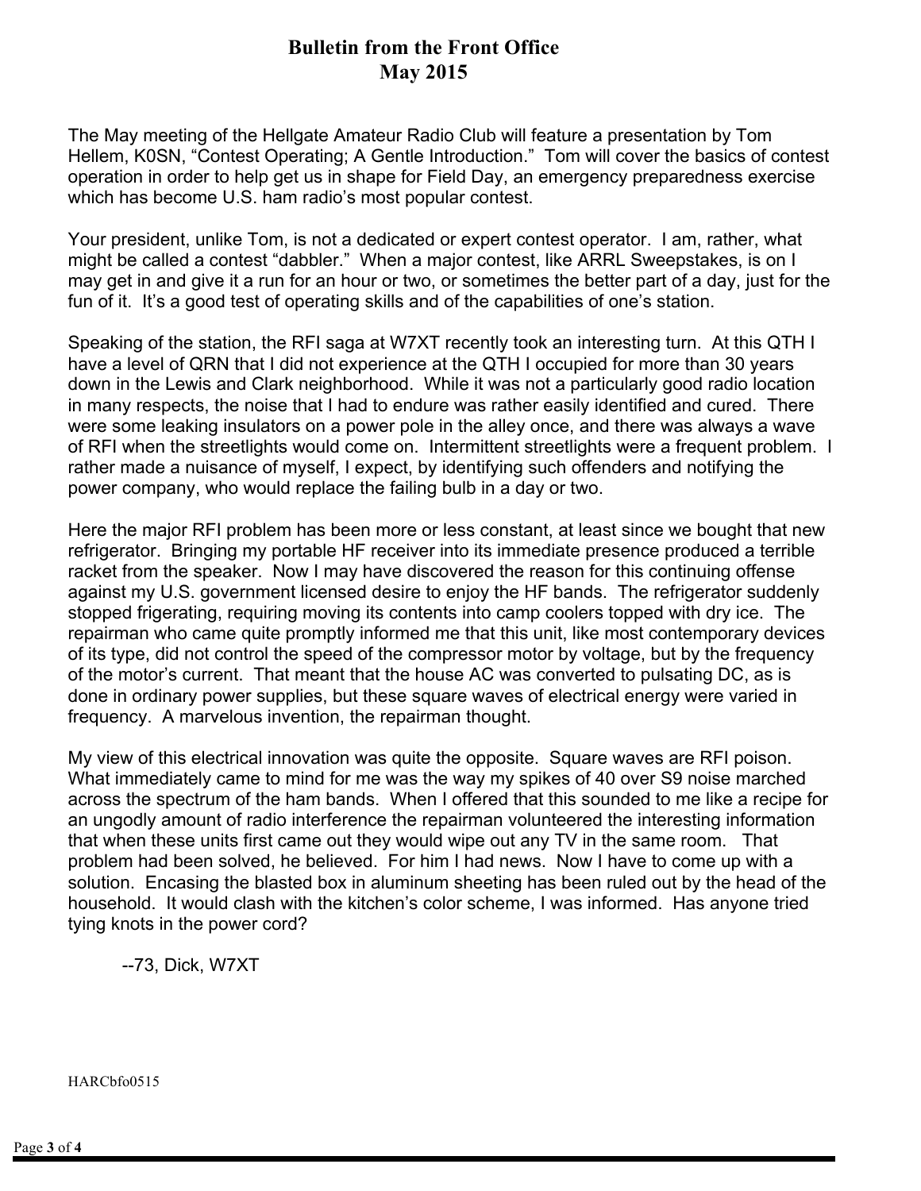# Bulletin from the Front Office
## May 2015

The May meeting of the Hellgate Amateur Radio Club will feature a presentation by Tom Hellem, K0SN, "Contest Operating; A Gentle Introduction." Tom will cover the basics of contest operation in order to help get us in shape for Field Day, an emergency preparedness exercise which has become U.S. ham radio's most popular contest.

Your president, unlike Tom, is not a dedicated or expert contest operator. I am, rather, what might be called a contest "dabbler." When a major contest, like ARRL Sweepstakes, is on I may get in and give it a run for an hour or two, or sometimes the better part of a day, just for the fun of it. It's a good test of operating skills and of the capabilities of one's station.

Speaking of the station, the RFI saga at W7XT recently took an interesting turn. At this QTH I have a level of QRN that I did not experience at the QTH I occupied for more than 30 years down in the Lewis and Clark neighborhood. While it was not a particularly good radio location in many respects, the noise that I had to endure was rather easily identified and cured. There were some leaking insulators on a power pole in the alley once, and there was always a wave of RFI when the streetlights would come on. Intermittent streetlights were a frequent problem. I rather made a nuisance of myself, I expect, by identifying such offenders and notifying the power company, who would replace the failing bulb in a day or two.

Here the major RFI problem has been more or less constant, at least since we bought that new refrigerator. Bringing my portable HF receiver into its immediate presence produced a terrible racket from the speaker. Now I may have discovered the reason for this continuing offense against my U.S. government licensed desire to enjoy the HF bands. The refrigerator suddenly stopped frigerating, requiring moving its contents into camp coolers topped with dry ice. The repairman who came quite promptly informed me that this unit, like most contemporary devices of its type, did not control the speed of the compressor motor by voltage, but by the frequency of the motor's current. That meant that the house AC was converted to pulsating DC, as is done in ordinary power supplies, but these square waves of electrical energy were varied in frequency. A marvelous invention, the repairman thought.

My view of this electrical innovation was quite the opposite. Square waves are RFI poison. What immediately came to mind for me was the way my spikes of 40 over S9 noise marched across the spectrum of the ham bands. When I offered that this sounded to me like a recipe for an ungodly amount of radio interference the repairman volunteered the interesting information that when these units first came out they would wipe out any TV in the same room. That problem had been solved, he believed. For him I had news. Now I have to come up with a solution. Encasing the blasted box in aluminum sheeting has been ruled out by the head of the household. It would clash with the kitchen's color scheme, I was informed. Has anyone tried tying knots in the power cord?

--73, Dick, W7XT

HARCbfo0515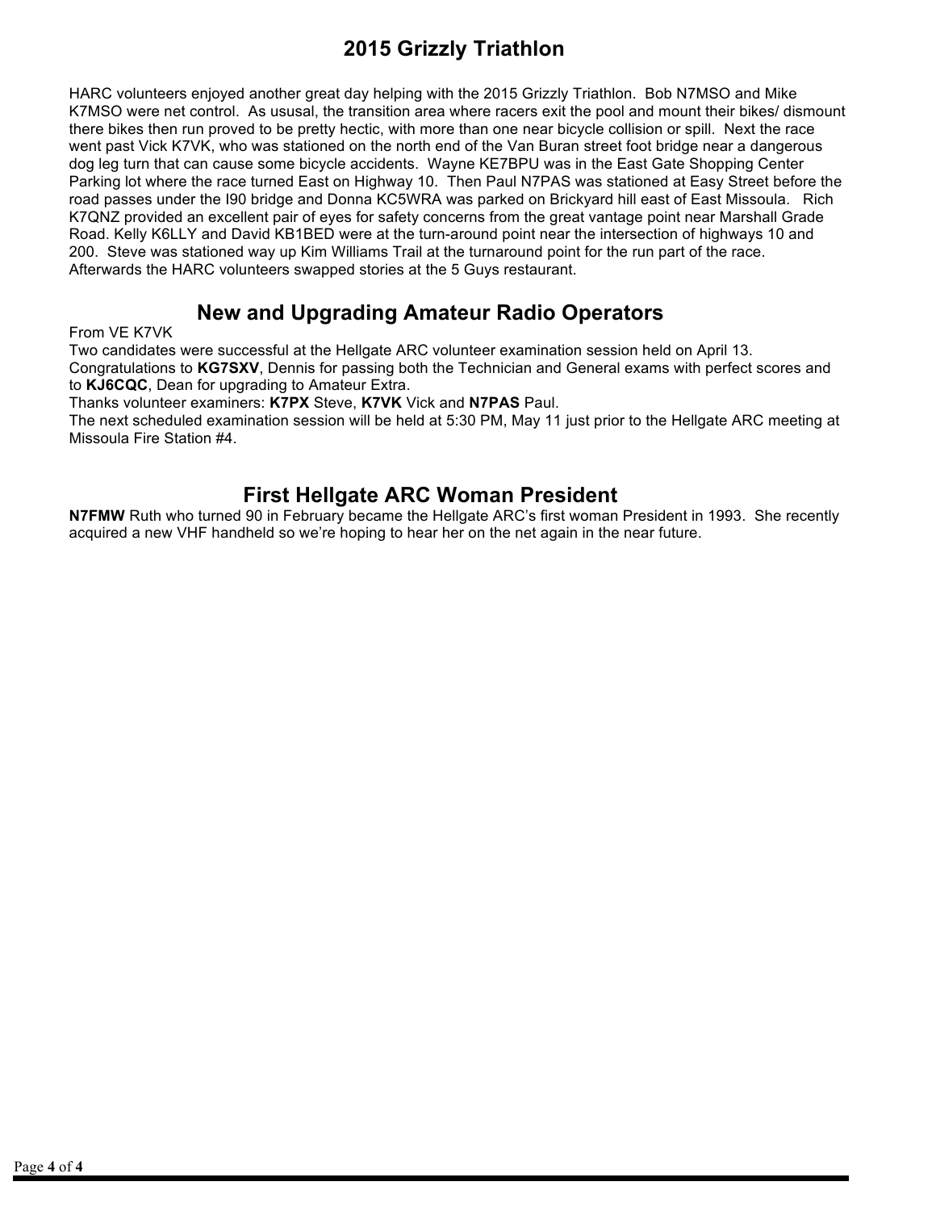## 2015 Grizzly Triathlon

HARC volunteers enjoyed another great day helping with the 2015 Grizzly Triathlon. Bob N7MSO and Mike K7MSO were net control. As ususal, the transition area where racers exit the pool and mount their bikes/ dismount there bikes then run proved to be pretty hectic, with more than one near bicycle collision or spill. Next the race went past Vick K7VK, who was stationed on the north end of the Van Buran street foot bridge near a dangerous dog leg turn that can cause some bicycle accidents. Wayne KE7BPU was in the East Gate Shopping Center Parking lot where the race turned East on Highway 10. Then Paul N7PAS was stationed at Easy Street before the road passes under the I90 bridge and Donna KC5WRA was parked on Brickyard hill east of East Missoula. Rich K7QNZ provided an excellent pair of eyes for safety concerns from the great vantage point near Marshall Grade Road. Kelly K6LLY and David KB1BED were at the turn-around point near the intersection of highways 10 and 200. Steve was stationed way up Kim Williams Trail at the turnaround point for the run part of the race. Afterwards the HARC volunteers swapped stories at the 5 Guys restaurant.

## New and Upgrading Amateur Radio Operators

From VE K7VK

Two candidates were successful at the Hellgate ARC volunteer examination session held on April 13.

Congratulations to **KG7SXV**, Dennis for passing both the Technician and General exams with perfect scores and to **KJ6CQC**, Dean for upgrading to Amateur Extra.

Thanks volunteer examiners: **K7PX** Steve, **K7VK** Vick and **N7PAS** Paul.

The next scheduled examination session will be held at 5:30 PM, May 11 just prior to the Hellgate ARC meeting at Missoula Fire Station #4.

## First Hellgate ARC Woman President

**N7FMW** Ruth who turned 90 in February became the Hellgate ARC's first woman President in 1993. She recently acquired a new VHF handheld so we're hoping to hear her on the net again in the near future.